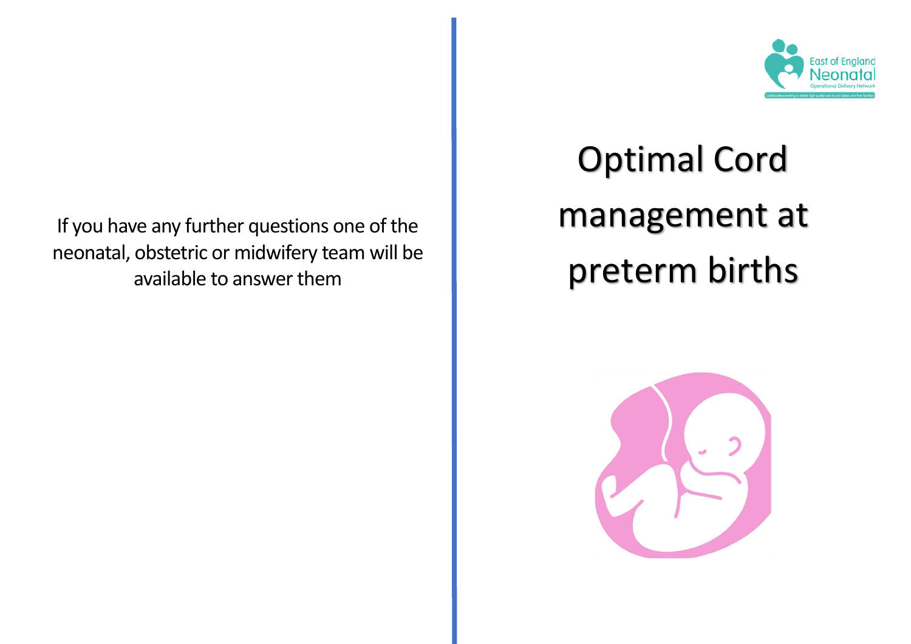If you have any further questions one of the neonatal, obstetric or midwifery team will be available to answer them

East of England Neonatal Operational Delivery Network

# Optimal Cord management at preterm births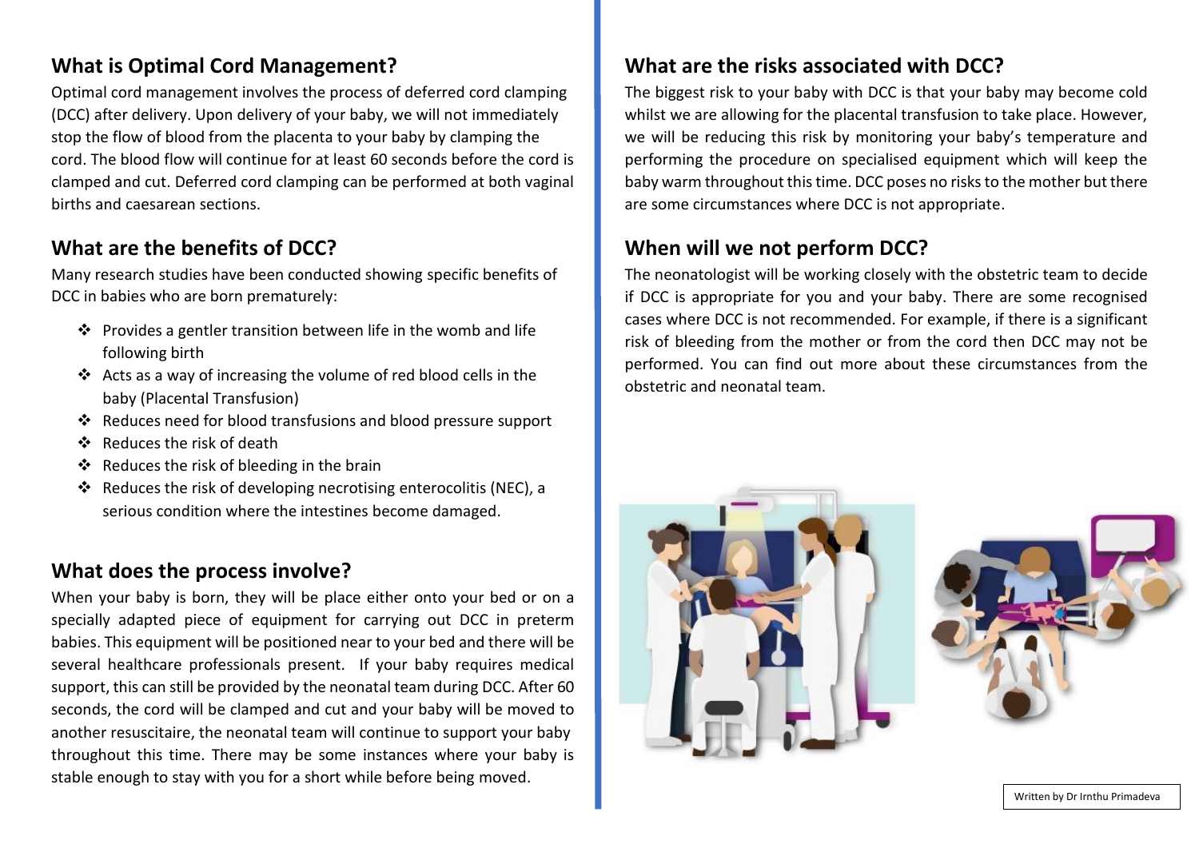## What is Optimal Cord Management?

Optimal cord management involves the process of deferred cord clamping (DCC) after delivery. Upon delivery of your baby, we will not immediately stop the flow of blood from the placenta to your baby by clamping the cord. The blood flow will continue for at least 60 seconds before the cord is clamped and cut. Deferred cord clamping can be performed at both vaginal births and caesarean sections.

## What are the benefits of DCC?

Many research studies have been conducted showing specific benefits of DCC in babies who are born prematurely:

- Provides a gentler transition between life in the womb and life following birth
- Acts as a way of increasing the volume of red blood cells in the baby (Placental Transfusion)
- Reduces need for blood transfusions and blood pressure support
- Reduces the risk of death
- Reduces the risk of bleeding in the brain
- Reduces the risk of developing necrotising enterocolitis (NEC), a serious condition where the intestines become damaged.

## What does the process involve?

When your baby is born, they will be place either onto your bed or on a specially adapted piece of equipment for carrying out DCC in preterm babies. This equipment will be positioned near to your bed and there will be several healthcare professionals present. If your baby requires medical support, this can still be provided by the neonatal team during DCC. After 60 seconds, the cord will be clamped and cut and your baby will be moved to another resuscitaire, the neonatal team will continue to support your baby throughout this time. There may be some instances where your baby is stable enough to stay with you for a short while before being moved.

## What are the risks associated with DCC?

The biggest risk to your baby with DCC is that your baby may become cold whilst we are allowing for the placental transfusion to take place. However, we will be reducing this risk by monitoring your baby's temperature and performing the procedure on specialised equipment which will keep the baby warm throughout this time. DCC poses no risks to the mother but there are some circumstances where DCC is not appropriate.

## When will we not perform DCC?

The neonatologist will be working closely with the obstetric team to decide if DCC is appropriate for you and your baby. There are some recognised cases where DCC is not recommended. For example, if there is a significant risk of bleeding from the mother or from the cord then DCC may not be performed. You can find out more about these circumstances from the obstetric and neonatal team.

Written by Dr Irnthu Primadeva